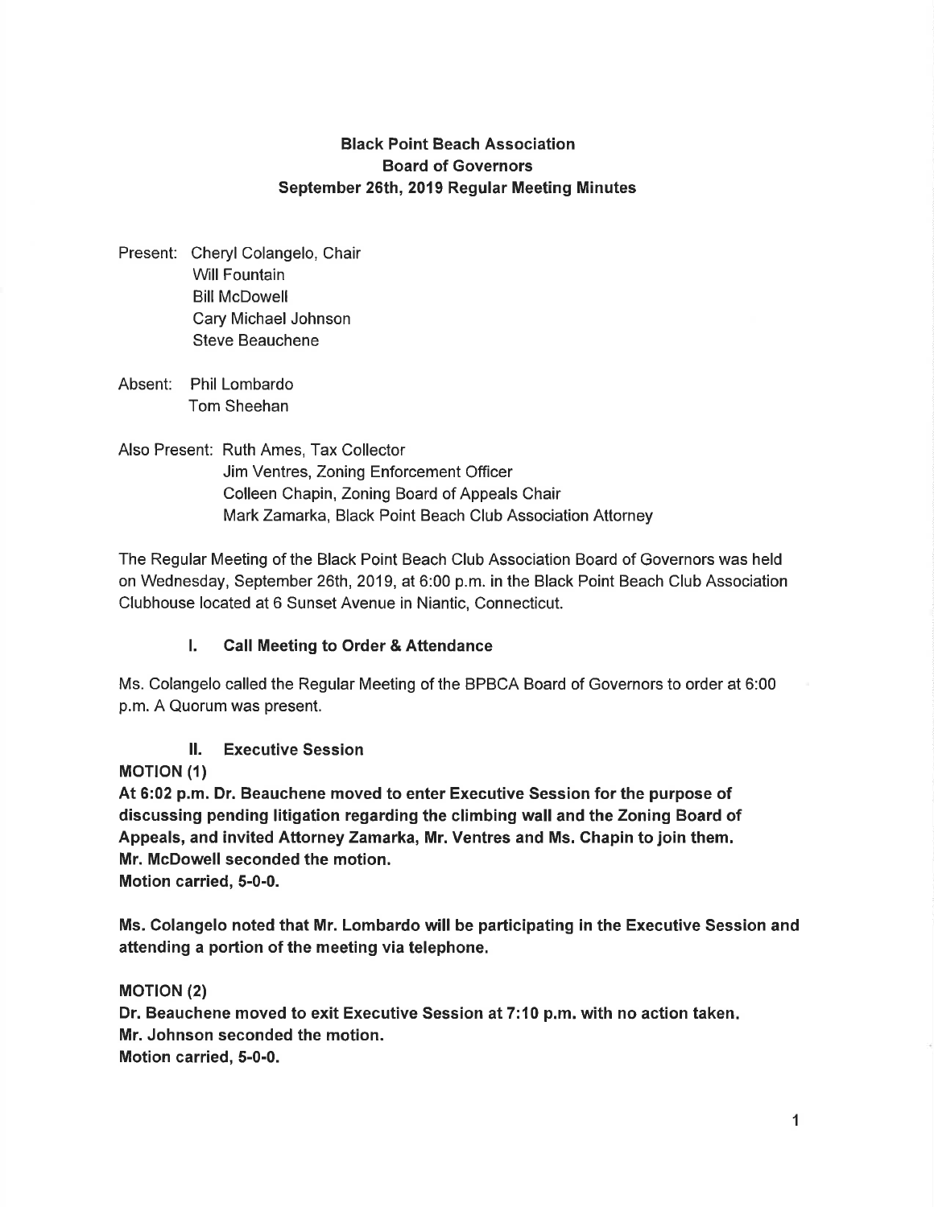# Black Point Beach Association
## Board of Governors
## September 26th, 2019 Regular Meeting Minutes

Present: Cheryl Colangelo, Chair
Will Fountain
Bill McDowell
Cary Michael Johnson
Steve Beauchene

Absent: Phil Lombardo
Tom Sheehan

Also Present: Ruth Ames, Tax Collector
Jim Ventres, Zoning Enforcement Officer
Colleen Chapin, Zoning Board of Appeals Chair
Mark Zamarka, Black Point Beach Club Association Attorney

The Regular Meeting of the Black Point Beach Club Association Board of Governors was held on Wednesday, September 26th, 2019, at 6:00 p.m. in the Black Point Beach Club Association Clubhouse located at 6 Sunset Avenue in Niantic, Connecticut.

### I. Call Meeting to Order & Attendance

Ms. Colangelo called the Regular Meeting of the BPBCA Board of Governors to order at 6:00 p.m. A Quorum was present.

### II. Executive Session

**MOTION (1)**
**At 6:02 p.m. Dr. Beauchene moved to enter Executive Session for the purpose of discussing pending litigation regarding the climbing wall and the Zoning Board of Appeals, and invited Attorney Zamarka, Mr. Ventres and Ms. Chapin to join them.**
**Mr. McDowell seconded the motion.**
**Motion carried, 5-0-0.**

**Ms. Colangelo noted that Mr. Lombardo will be participating in the Executive Session and attending a portion of the meeting via telephone.**

**MOTION (2)**
**Dr. Beauchene moved to exit Executive Session at 7:10 p.m. with no action taken.**
**Mr. Johnson seconded the motion.**
**Motion carried, 5-0-0.**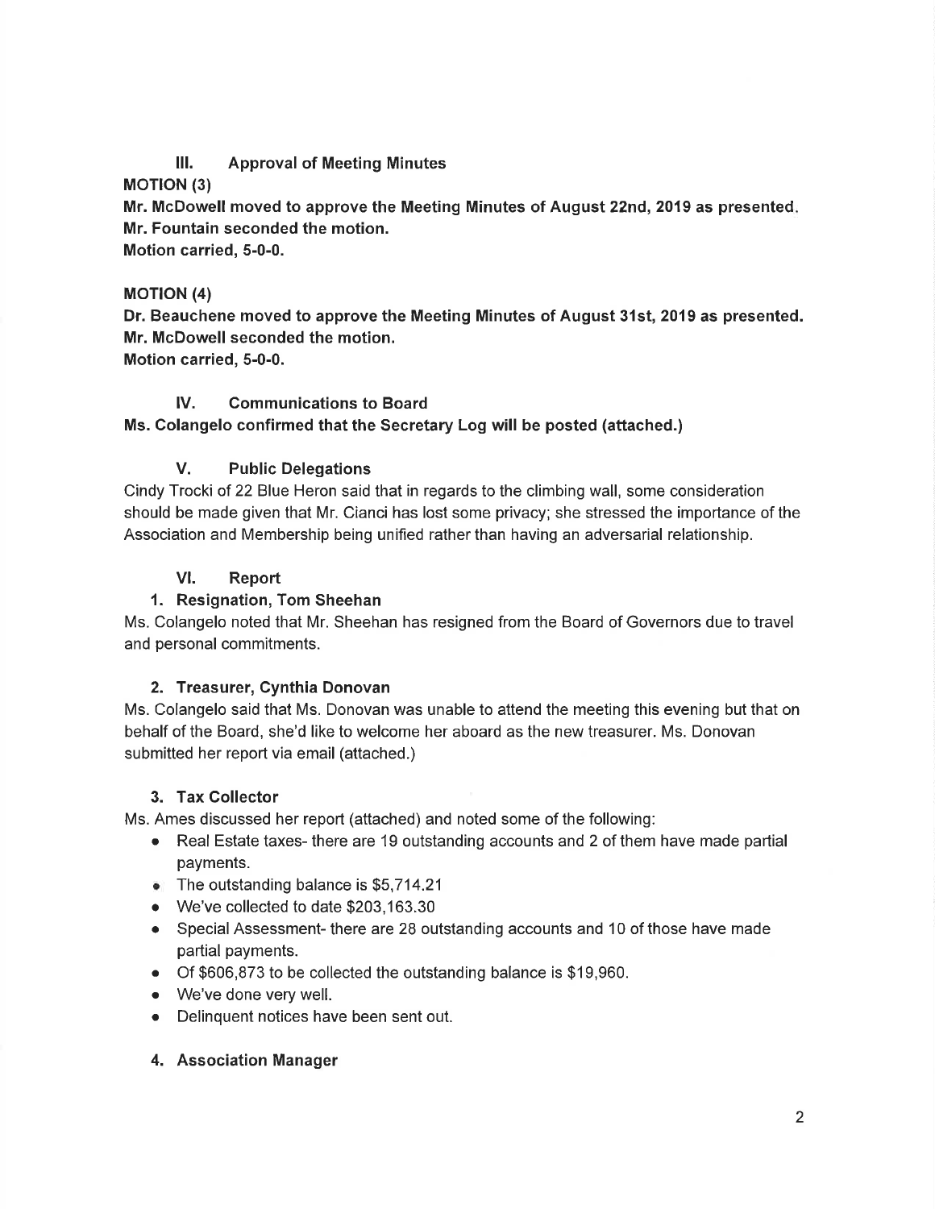## III. Approval of Meeting Minutes

**MOTION (3)**

**Mr. McDowell moved to approve the Meeting Minutes of August 22nd, 2019 as presented. Mr. Fountain seconded the motion.**

**Motion carried, 5-0-0.**

**MOTION (4)**

**Dr. Beauchene moved to approve the Meeting Minutes of August 31st, 2019 as presented. Mr. McDowell seconded the motion.**

**Motion carried, 5-0-0.**

## IV. Communications to Board

**Ms. Colangelo confirmed that the Secretary Log will be posted (attached.)**

## V. Public Delegations

Cindy Trocki of 22 Blue Heron said that in regards to the climbing wall, some consideration should be made given that Mr. Cianci has lost some privacy; she stressed the importance of the Association and Membership being unified rather than having an adversarial relationship.

## VI. Report

### 1. Resignation, Tom Sheehan

Ms. Colangelo noted that Mr. Sheehan has resigned from the Board of Governors due to travel and personal commitments.

### 2. Treasurer, Cynthia Donovan

Ms. Colangelo said that Ms. Donovan was unable to attend the meeting this evening but that on behalf of the Board, she'd like to welcome her aboard as the new treasurer. Ms. Donovan submitted her report via email (attached.)

### 3. Tax Collector

Ms. Ames discussed her report (attached) and noted some of the following:

- Real Estate taxes- there are 19 outstanding accounts and 2 of them have made partial payments.
- The outstanding balance is $5,714.21
- We've collected to date $203,163.30
- Special Assessment- there are 28 outstanding accounts and 10 of those have made partial payments.
- Of $606,873 to be collected the outstanding balance is $19,960.
- We've done very well.
- Delinquent notices have been sent out.

### 4. Association Manager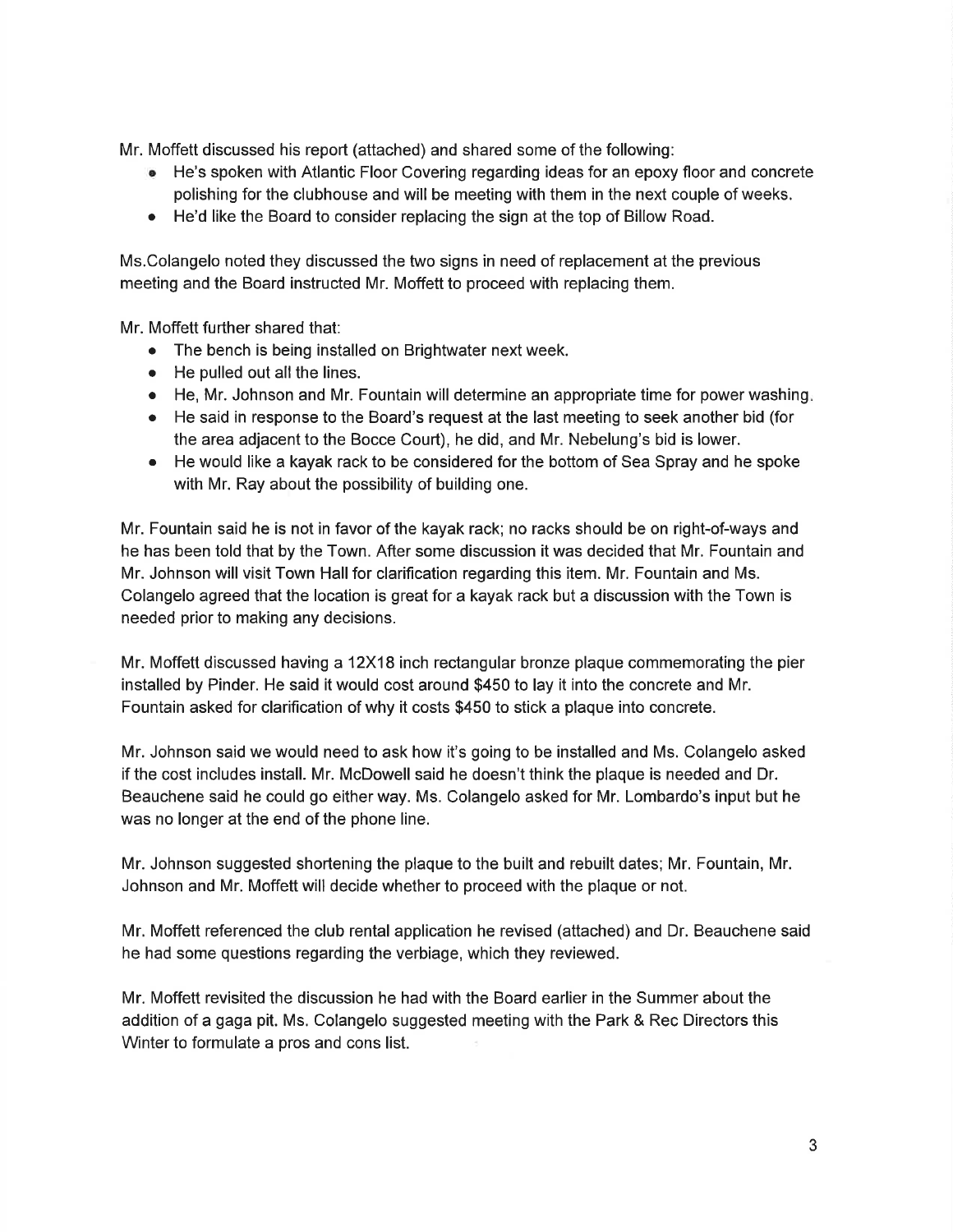Mr. Moffett discussed his report (attached) and shared some of the following:

- He's spoken with Atlantic Floor Covering regarding ideas for an epoxy floor and concrete polishing for the clubhouse and will be meeting with them in the next couple of weeks.
- He'd like the Board to consider replacing the sign at the top of Billow Road.

Ms.Colangelo noted they discussed the two signs in need of replacement at the previous meeting and the Board instructed Mr. Moffett to proceed with replacing them.

Mr. Moffett further shared that:

- The bench is being installed on Brightwater next week.
- He pulled out all the lines.
- He, Mr. Johnson and Mr. Fountain will determine an appropriate time for power washing.
- He said in response to the Board's request at the last meeting to seek another bid (for the area adjacent to the Bocce Court), he did, and Mr. Nebelung's bid is lower.
- He would like a kayak rack to be considered for the bottom of Sea Spray and he spoke with Mr. Ray about the possibility of building one.

Mr. Fountain said he is not in favor of the kayak rack; no racks should be on right-of-ways and he has been told that by the Town. After some discussion it was decided that Mr. Fountain and Mr. Johnson will visit Town Hall for clarification regarding this item. Mr. Fountain and Ms. Colangelo agreed that the location is great for a kayak rack but a discussion with the Town is needed prior to making any decisions.

Mr. Moffett discussed having a 12X18 inch rectangular bronze plaque commemorating the pier installed by Pinder. He said it would cost around $450 to lay it into the concrete and Mr. Fountain asked for clarification of why it costs $450 to stick a plaque into concrete.

Mr. Johnson said we would need to ask how it's going to be installed and Ms. Colangelo asked if the cost includes install. Mr. McDowell said he doesn't think the plaque is needed and Dr. Beauchene said he could go either way. Ms. Colangelo asked for Mr. Lombardo's input but he was no longer at the end of the phone line.

Mr. Johnson suggested shortening the plaque to the built and rebuilt dates; Mr. Fountain, Mr. Johnson and Mr. Moffett will decide whether to proceed with the plaque or not.

Mr. Moffett referenced the club rental application he revised (attached) and Dr. Beauchene said he had some questions regarding the verbiage, which they reviewed.

Mr. Moffett revisited the discussion he had with the Board earlier in the Summer about the addition of a gaga pit. Ms. Colangelo suggested meeting with the Park & Rec Directors this Winter to formulate a pros and cons list.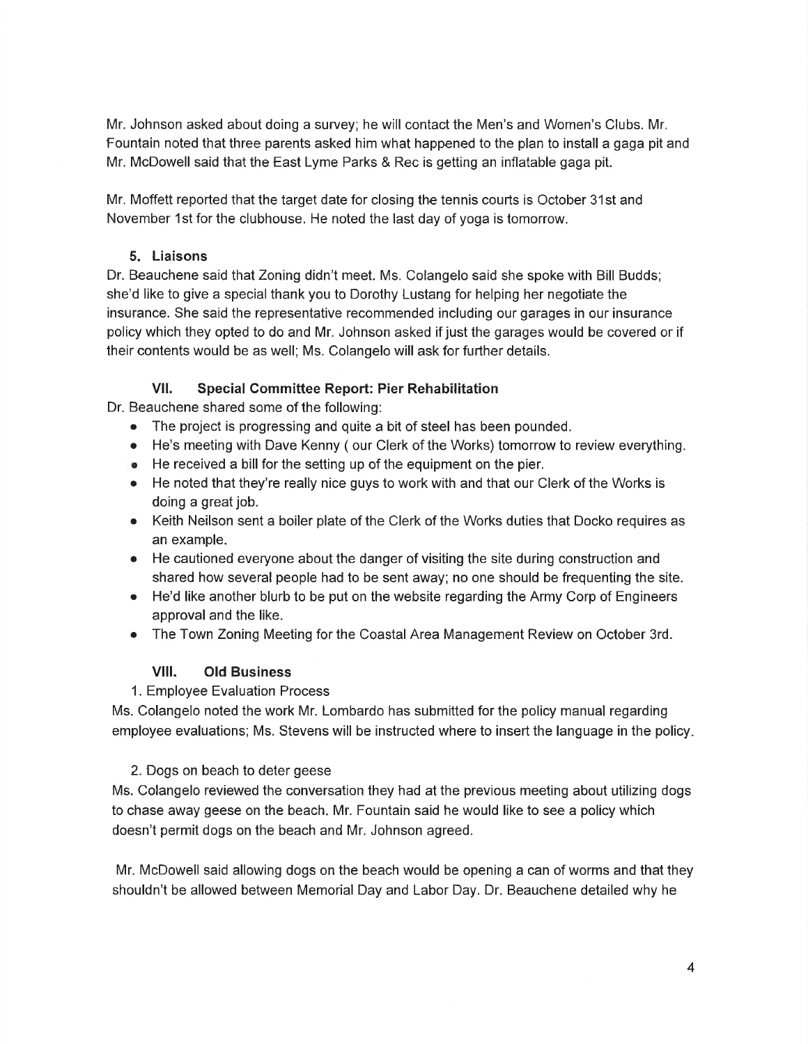Mr. Johnson asked about doing a survey; he will contact the Men's and Women's Clubs. Mr. Fountain noted that three parents asked him what happened to the plan to install a gaga pit and Mr. McDowell said that the East Lyme Parks & Rec is getting an inflatable gaga pit.

Mr. Moffett reported that the target date for closing the tennis courts is October 31st and November 1st for the clubhouse. He noted the last day of yoga is tomorrow.

#### 5. Liaisons

Dr. Beauchene said that Zoning didn't meet. Ms. Colangelo said she spoke with Bill Budds; she'd like to give a special thank you to Dorothy Lustang for helping her negotiate the insurance. She said the representative recommended including our garages in our insurance policy which they opted to do and Mr. Johnson asked if just the garages would be covered or if their contents would be as well; Ms. Colangelo will ask for further details.

### VII. Special Committee Report: Pier Rehabilitation

Dr. Beauchene shared some of the following:

- The project is progressing and quite a bit of steel has been pounded.
- He's meeting with Dave Kenny ( our Clerk of the Works) tomorrow to review everything.
- He received a bill for the setting up of the equipment on the pier.
- He noted that they're really nice guys to work with and that our Clerk of the Works is doing a great job.
- Keith Neilson sent a boiler plate of the Clerk of the Works duties that Docko requires as an example.
- He cautioned everyone about the danger of visiting the site during construction and shared how several people had to be sent away; no one should be frequenting the site.
- He'd like another blurb to be put on the website regarding the Army Corp of Engineers approval and the like.
- The Town Zoning Meeting for the Coastal Area Management Review on October 3rd.

### VIII. Old Business

1. Employee Evaluation Process

Ms. Colangelo noted the work Mr. Lombardo has submitted for the policy manual regarding employee evaluations; Ms. Stevens will be instructed where to insert the language in the policy.

2. Dogs on beach to deter geese

Ms. Colangelo reviewed the conversation they had at the previous meeting about utilizing dogs to chase away geese on the beach. Mr. Fountain said he would like to see a policy which doesn't permit dogs on the beach and Mr. Johnson agreed.

Mr. McDowell said allowing dogs on the beach would be opening a can of worms and that they shouldn't be allowed between Memorial Day and Labor Day. Dr. Beauchene detailed why he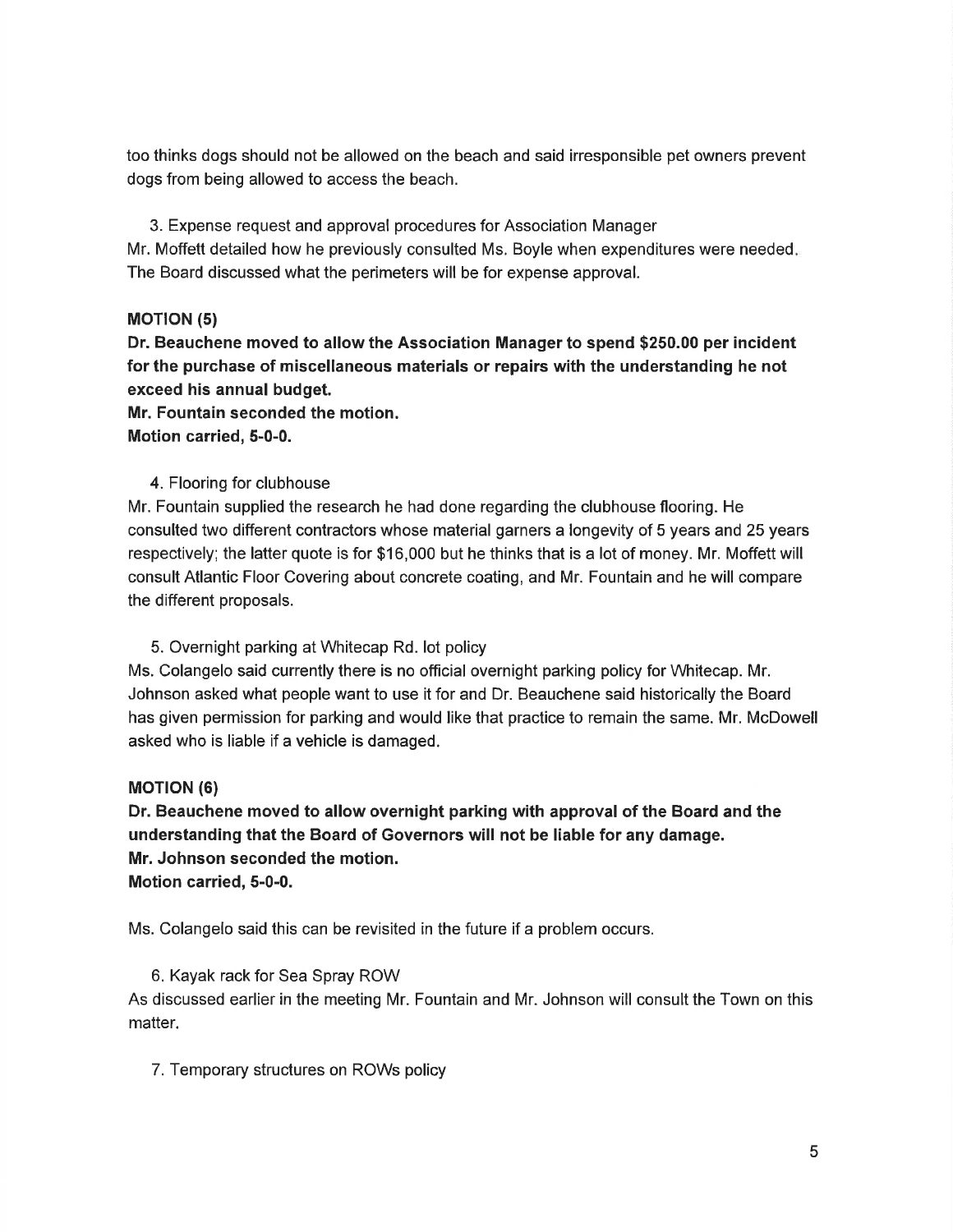too thinks dogs should not be allowed on the beach and said irresponsible pet owners prevent dogs from being allowed to access the beach.

3. Expense request and approval procedures for Association Manager

Mr. Moffett detailed how he previously consulted Ms. Boyle when expenditures were needed. The Board discussed what the perimeters will be for expense approval.

**MOTION (5)**

**Dr. Beauchene moved to allow the Association Manager to spend $250.00 per incident for the purchase of miscellaneous materials or repairs with the understanding he not exceed his annual budget.**

**Mr. Fountain seconded the motion.**

**Motion carried, 5-0-0.**

4. Flooring for clubhouse

Mr. Fountain supplied the research he had done regarding the clubhouse flooring. He consulted two different contractors whose material garners a longevity of 5 years and 25 years respectively; the latter quote is for $16,000 but he thinks that is a lot of money. Mr. Moffett will consult Atlantic Floor Covering about concrete coating, and Mr. Fountain and he will compare the different proposals.

5. Overnight parking at Whitecap Rd. lot policy

Ms. Colangelo said currently there is no official overnight parking policy for Whitecap. Mr. Johnson asked what people want to use it for and Dr. Beauchene said historically the Board has given permission for parking and would like that practice to remain the same. Mr. McDowell asked who is liable if a vehicle is damaged.

**MOTION (6)**

**Dr. Beauchene moved to allow overnight parking with approval of the Board and the understanding that the Board of Governors will not be liable for any damage.**

**Mr. Johnson seconded the motion.**

**Motion carried, 5-0-0.**

Ms. Colangelo said this can be revisited in the future if a problem occurs.

6. Kayak rack for Sea Spray ROW

As discussed earlier in the meeting Mr. Fountain and Mr. Johnson will consult the Town on this matter.

7. Temporary structures on ROWs policy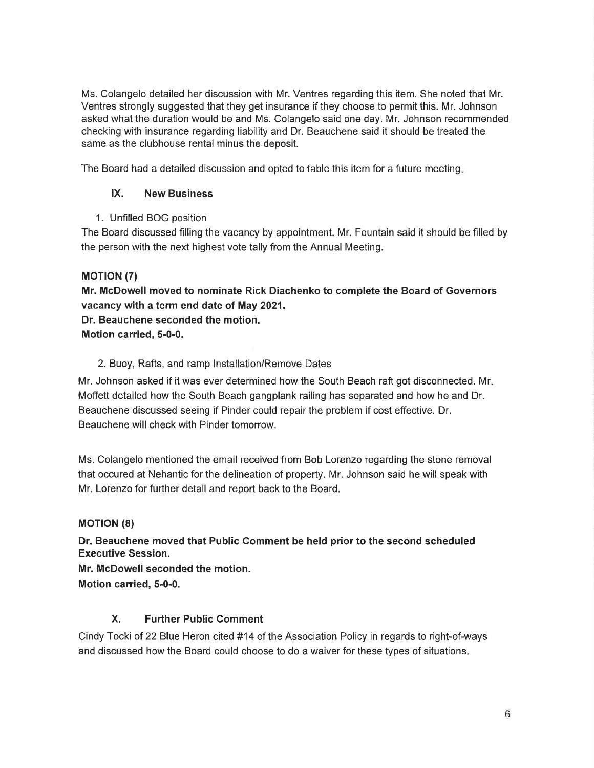Ms. Colangelo detailed her discussion with Mr. Ventres regarding this item. She noted that Mr. Ventres strongly suggested that they get insurance if they choose to permit this. Mr. Johnson asked what the duration would be and Ms. Colangelo said one day. Mr. Johnson recommended checking with insurance regarding liability and Dr. Beauchene said it should be treated the same as the clubhouse rental minus the deposit.

The Board had a detailed discussion and opted to table this item for a future meeting.

## IX. New Business

1. Unfilled BOG position

The Board discussed filling the vacancy by appointment. Mr. Fountain said it should be filled by the person with the next highest vote tally from the Annual Meeting.

**MOTION (7)**

**Mr. McDowell moved to nominate Rick Diachenko to complete the Board of Governors vacancy with a term end date of May 2021.**
**Dr. Beauchene seconded the motion.**
**Motion carried, 5-0-0.**

2. Buoy, Rafts, and ramp Installation/Remove Dates

Mr. Johnson asked if it was ever determined how the South Beach raft got disconnected. Mr. Moffett detailed how the South Beach gangplank railing has separated and how he and Dr. Beauchene discussed seeing if Pinder could repair the problem if cost effective. Dr. Beauchene will check with Pinder tomorrow.

Ms. Colangelo mentioned the email received from Bob Lorenzo regarding the stone removal that occured at Nehantic for the delineation of property. Mr. Johnson said he will speak with Mr. Lorenzo for further detail and report back to the Board.

**MOTION (8)**

**Dr. Beauchene moved that Public Comment be held prior to the second scheduled Executive Session.**
**Mr. McDowell seconded the motion.**
**Motion carried, 5-0-0.**

## X. Further Public Comment

Cindy Tocki of 22 Blue Heron cited #14 of the Association Policy in regards to right-of-ways and discussed how the Board could choose to do a waiver for these types of situations.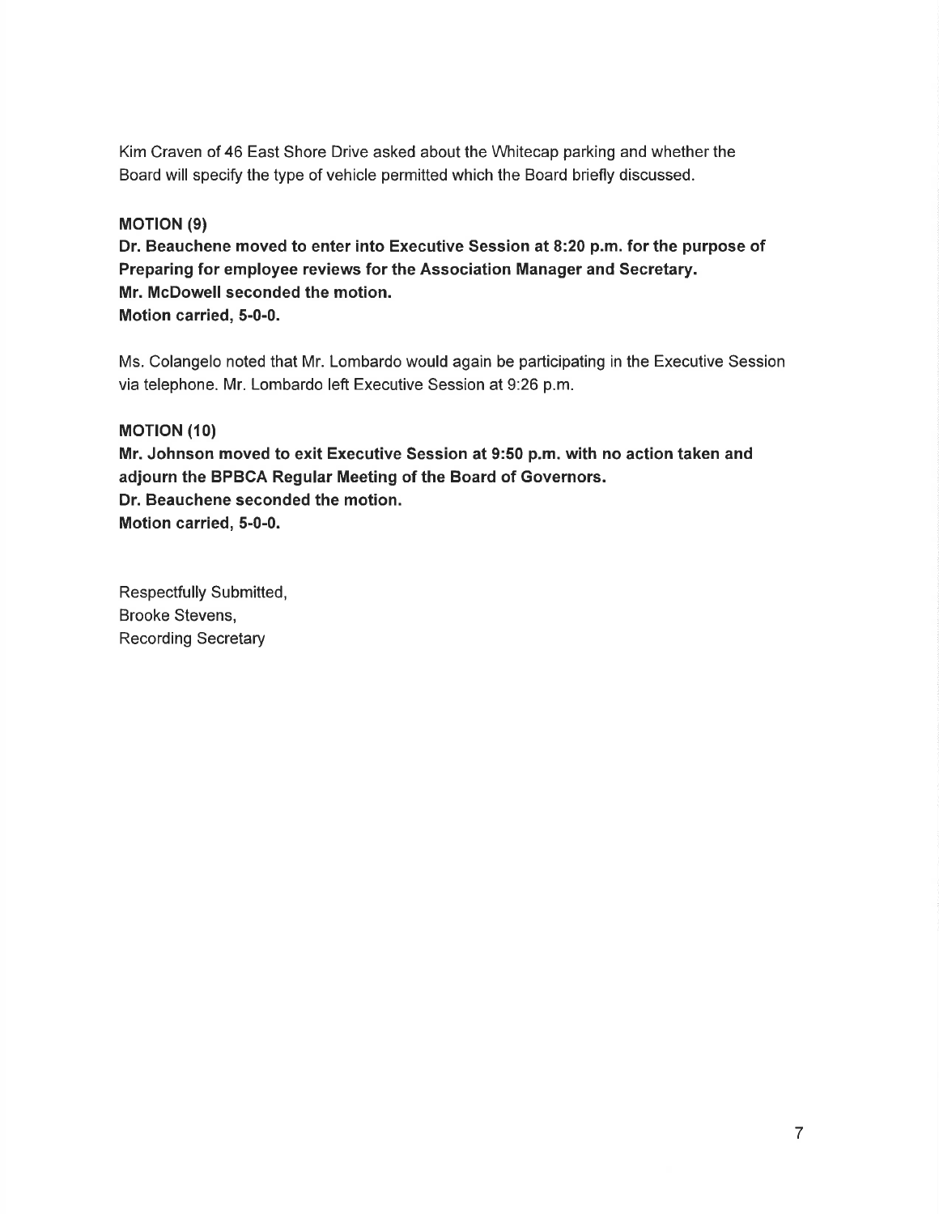Kim Craven of 46 East Shore Drive asked about the Whitecap parking and whether the Board will specify the type of vehicle permitted which the Board briefly discussed.

**MOTION (9)**
**Dr. Beauchene moved to enter into Executive Session at 8:20 p.m. for the purpose of Preparing for employee reviews for the Association Manager and Secretary.**
**Mr. McDowell seconded the motion.**
**Motion carried, 5-0-0.**

Ms. Colangelo noted that Mr. Lombardo would again be participating in the Executive Session via telephone. Mr. Lombardo left Executive Session at 9:26 p.m.

**MOTION (10)**
**Mr. Johnson moved to exit Executive Session at 9:50 p.m. with no action taken and adjourn the BPBCA Regular Meeting of the Board of Governors.**
**Dr. Beauchene seconded the motion.**
**Motion carried, 5-0-0.**

Respectfully Submitted,
Brooke Stevens,
Recording Secretary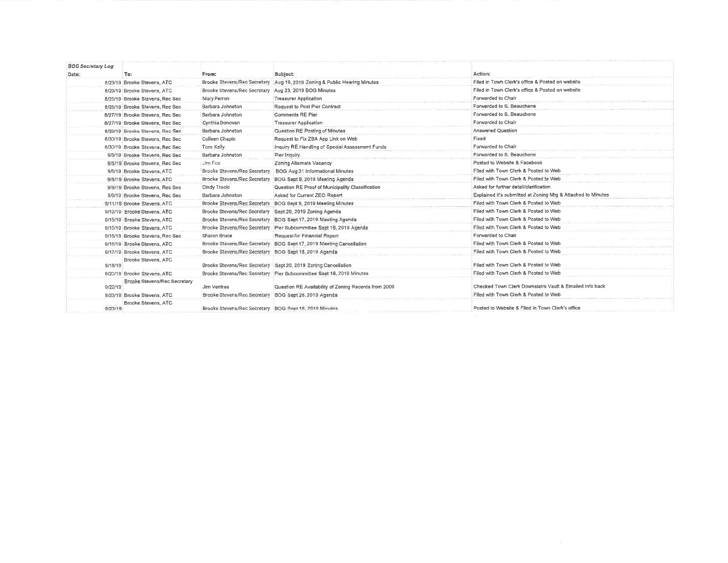*BOG Secretary Log*

| Date: | To: | From: | Subject: | Action: |
|---|---|---|---|---|
| 8/23/19 | Brooke Stevens, ATC | Brooke Stevens/Rec Secretary | Aug 16, 2019 Zoning & Public Hearing Minutes | Filed in Town Clerk's office & Posted on website |
| 8/23/19 | Brooke Stevens, ATC | Brooke Stevens/Rec Secretary | Aug 23, 2019 BOG Minutes | Filed in Town Clerk's office & Posted on website |
| 8/25/19 | Brooke Stevens, Rec Sec | Mary Perron | Treasurer Application | Forwarded to Chair |
| 8/26/19 | Brooke Stevens, Rec Sec | Barbara Johnston | Request to Post Pier Contract | Forwarded to S. Beauchene |
| 8/27/19 | Brooke Stevens, Rec Sec | Barbara Johnston | Comments RE Pier | Forwarded to S. Beauchene |
| 8/27/19 | Brooke Stevens, Rec Sec | Cynthia Donovan | Treasurer Application | Forwarded to Chair |
| 8/29/19 | Brooke Stevens, Rec Sec | Barbara Johnston | Question RE Posting of Minutes | Answered Question |
| 8/30/19 | Brooke Stevens, Rec Sec | Colleen Chapin | Request to Fix ZBA App Link on Web | Fixed |
| 8/30/19 | Brooke Stevens, Rec Sec | Tom Kelly | Inquiry RE Handling of Special Assessment Funds | Forwarded to Chair |
| 9/3/19 | Brooke Stevens, Rec Sec | Barbara Johnston | Pier Inquiry | Forwarded to S. Beauchene |
| 9/5/19 | Brooke Stevens, Rec Sec | Jim Fox | Zoning Alternate Vacancy | Posted to Website & Facebook |
| 9/5/19 | Brooke Stevens, ATC | Brooke Stevens/Rec Secretary | BOG Aug 31 Informational Minutes | Filed with Town Clerk & Posted to Web |
| 9/5/19 | Brooke Stevens, ATC | Brooke Stevens/Rec Secretary | BOG Sept 9, 2019 Meeting Agenda | Filed with Town Clerk & Posted to Web |
| 9/9/19 | Brooke Stevens, Rec Sec | Cindy Trocki | Question RE Proof of Municipality Classification | Asked for further detail/clarification |
| 9/9/19 | Brooke Stevens, Rec Sec | Barbara Johnston | Asked for Current ZEO Report | Explained it's submitted at Zoning Mtg & Attached to Minutes |
| 9/11/19 | Brooke Stevens, ATC | Brooke Stevens/Rec Secretary | BOG Sept 9, 2019 Meeting Minutes | Filed with Town Clerk & Posted to Web |
| 9/12/19 | Brooke Stevens, ATC | Brooke Stevens/Rec Secretary | Sept 20, 2019 Zoning Agenda | Filed with Town Clerk & Posted to Web |
| 9/15/19 | Brooke Stevens, ATC | Brooke Stevens/Rec Secretary | BOG Sept 17, 2019 Meeting Agenda | Filed with Town Clerk & Posted to Web |
| 9/15/19 | Brooke Stevens, ATC | Brooke Stevens/Rec Secretary | Pier Subcommittee Sept 16, 2019 Agenda | Filed with Town Clerk & Posted to Web |
| 9/15/19 | Brooke Stevens, Rec Sec | Sharon Bruce | Request for Financial Report | Forwarded to Chair |
| 9/15/19 | Brooke Stevens, ATC | Brooke Stevens/Rec Secretary | BOG Sept 17, 2019 Meeting Cancellation | Filed with Town Clerk & Posted to Web |
| 9/17/19 | Brooke Stevens, ATC | Brooke Stevens/Rec Secretary | BOG Sept 18, 2019 Agenda | Filed with Town Clerk & Posted to Web |
| 9/18/19 | Brooke Stevens, ATC | Brooke Stevens/Rec Secretary | Sept 20, 2019 Zoning Cancellation | Filed with Town Clerk & Posted to Web |
| 9/20/19 | Brooke Stevens, ATC | Brooke Stevens/Rec Secretary | Pier Subcommittee Sept 16, 2019 Minutes | Filed with Town Clerk & Posted to Web |
| 9/22/19 | Brooke Stevens/Rec Secretary | Jim Ventres | Question RE Availability of Zoning Records from 2000 | Checked Town Clerk Downstairs Vault & Emailed info back |
| 9/23/19 | Brooke Stevens, ATC | Brooke Stevens/Rec Secretary | BOG Sept 26, 2019 Agenda | Filed with Town Clerk & Posted to Web |
| 9/23/19 | Brooke Stevens, ATC | Brooke Stevens/Rec Secretary | BOG Sept 18, 2019 Minutes | Posted to Website & Filed in Town Clerk's office |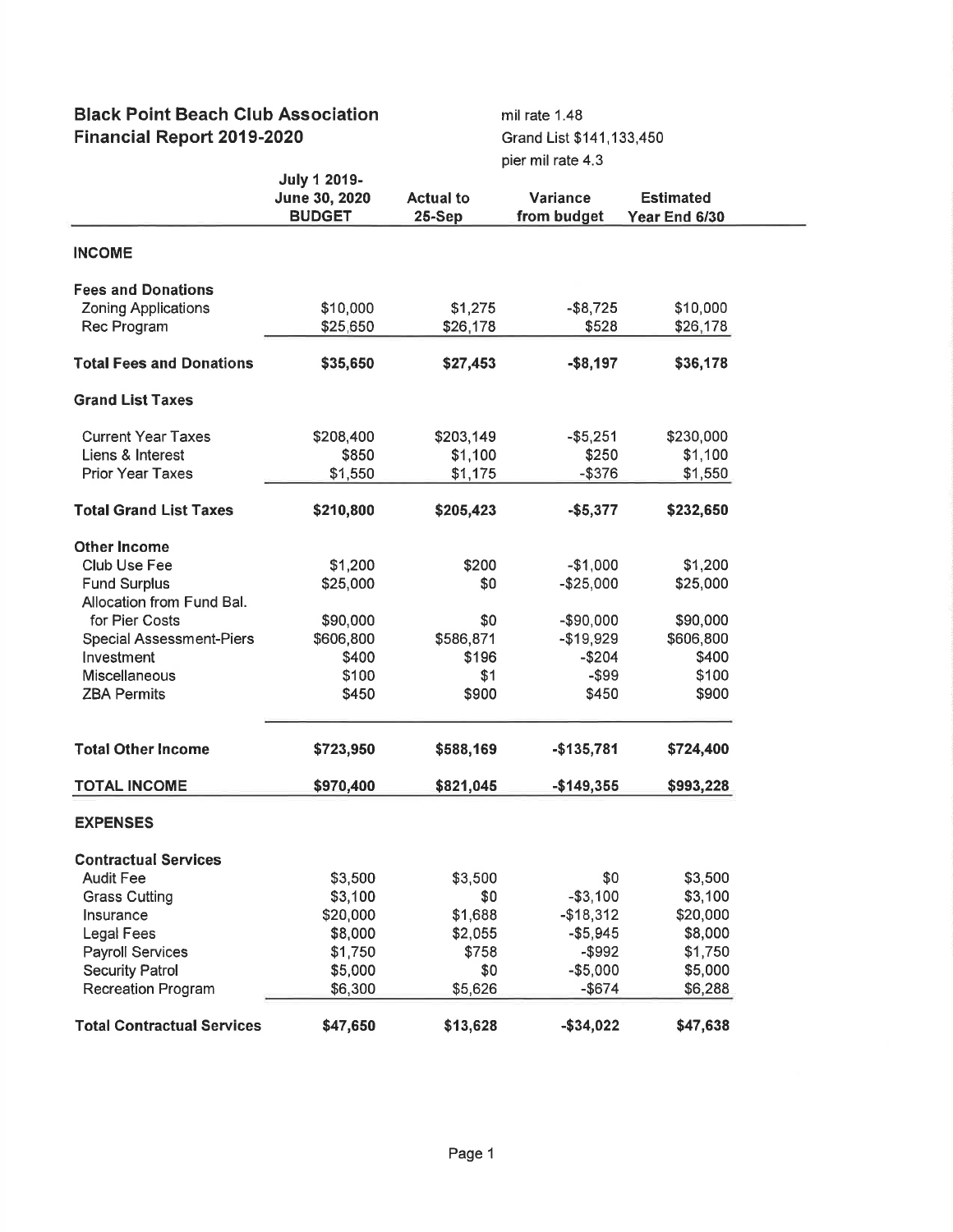## Black Point Beach Club Association
## Financial Report 2019-2020

mil rate 1.48
Grand List $141,133,450
pier mil rate 4.3

| | July 1 2019- June 30, 2020 BUDGET | Actual to 25-Sep | Variance from budget | Estimated Year End 6/30 |
|---|---|---|---|---|
| **INCOME** | | | | |
| **Fees and Donations** | | | | |
| Zoning Applications | $10,000 | $1,275 | -$8,725 | $10,000 |
| Rec Program | $25,650 | $26,178 | $528 | $26,178 |
| **Total Fees and Donations** | **$35,650** | **$27,453** | **-$8,197** | **$36,178** |
| **Grand List Taxes** | | | | |
| Current Year Taxes | $208,400 | $203,149 | -$5,251 | $230,000 |
| Liens & Interest | $850 | $1,100 | $250 | $1,100 |
| Prior Year Taxes | $1,550 | $1,175 | -$376 | $1,550 |
| **Total Grand List Taxes** | **$210,800** | **$205,423** | **-$5,377** | **$232,650** |
| **Other Income** | | | | |
| Club Use Fee | $1,200 | $200 | -$1,000 | $1,200 |
| Fund Surplus | $25,000 | $0 | -$25,000 | $25,000 |
| Allocation from Fund Bal. for Pier Costs | $90,000 | $0 | -$90,000 | $90,000 |
| Special Assessment-Piers | $606,800 | $586,871 | -$19,929 | $606,800 |
| Investment | $400 | $196 | -$204 | $400 |
| Miscellaneous | $100 | $1 | -$99 | $100 |
| ZBA Permits | $450 | $900 | $450 | $900 |
| **Total Other Income** | **$723,950** | **$588,169** | **-$135,781** | **$724,400** |
| **TOTAL INCOME** | **$970,400** | **$821,045** | **-$149,355** | **$993,228** |
| **EXPENSES** | | | | |
| **Contractual Services** | | | | |
| Audit Fee | $3,500 | $3,500 | $0 | $3,500 |
| Grass Cutting | $3,100 | $0 | -$3,100 | $3,100 |
| Insurance | $20,000 | $1,688 | -$18,312 | $20,000 |
| Legal Fees | $8,000 | $2,055 | -$5,945 | $8,000 |
| Payroll Services | $1,750 | $758 | -$992 | $1,750 |
| Security Patrol | $5,000 | $0 | -$5,000 | $5,000 |
| Recreation Program | $6,300 | $5,626 | -$674 | $6,288 |
| **Total Contractual Services** | **$47,650** | **$13,628** | **-$34,022** | **$47,638** |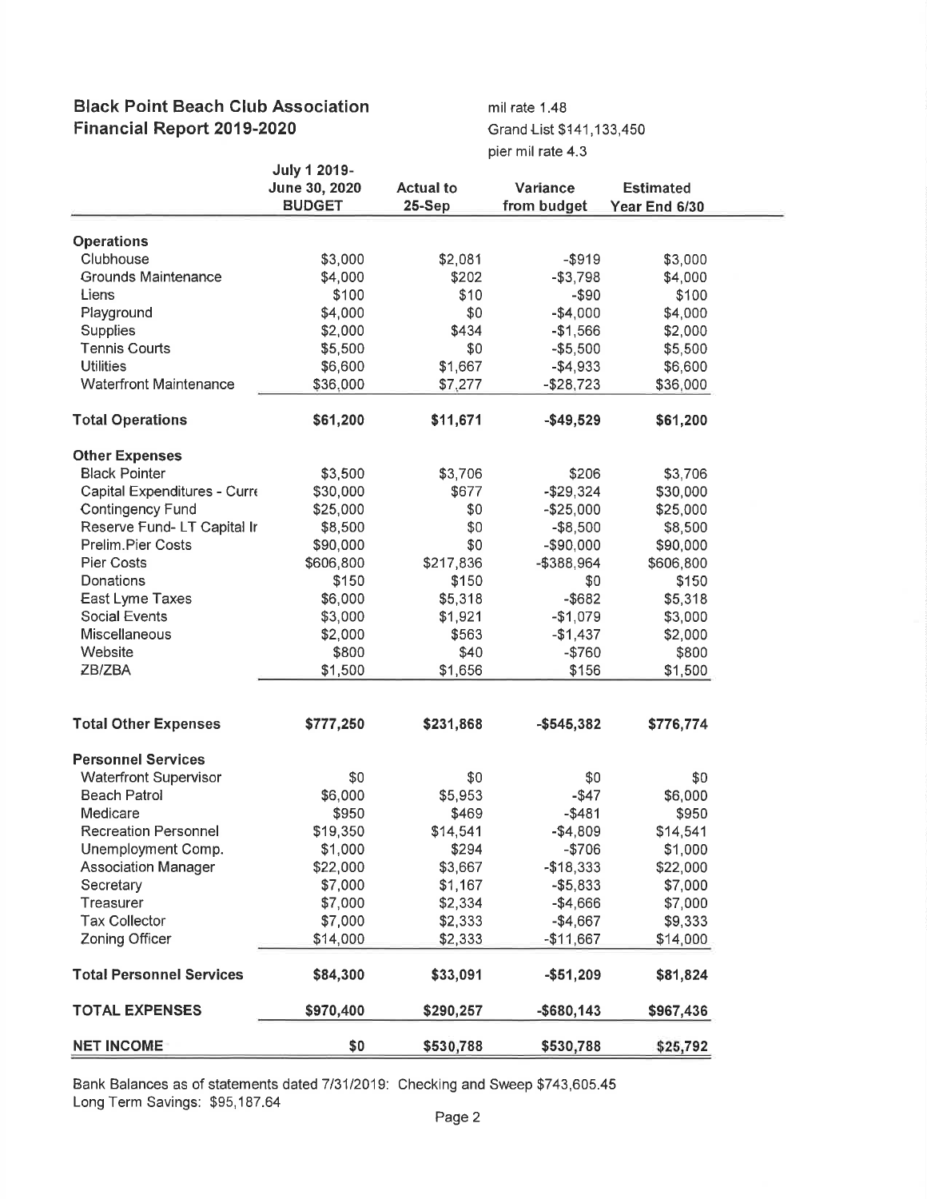## Black Point Beach Club Association
## Financial Report 2019-2020

mil rate 1.48
Grand List $141,133,450
pier mil rate 4.3

| | July 1 2019- June 30, 2020 BUDGET | Actual to 25-Sep | Variance from budget | Estimated Year End 6/30 |
|---|---|---|---|---|
| **Operations** | | | | |
| Clubhouse | $3,000 | $2,081 | -$919 | $3,000 |
| Grounds Maintenance | $4,000 | $202 | -$3,798 | $4,000 |
| Liens | $100 | $10 | -$90 | $100 |
| Playground | $4,000 | $0 | -$4,000 | $4,000 |
| Supplies | $2,000 | $434 | -$1,566 | $2,000 |
| Tennis Courts | $5,500 | $0 | -$5,500 | $5,500 |
| Utilities | $6,600 | $1,667 | -$4,933 | $6,600 |
| Waterfront Maintenance | $36,000 | $7,277 | -$28,723 | $36,000 |
| **Total Operations** | **$61,200** | **$11,671** | **-$49,529** | **$61,200** |
| **Other Expenses** | | | | |
| Black Pointer | $3,500 | $3,706 | $206 | $3,706 |
| Capital Expenditures - Curre | $30,000 | $677 | -$29,324 | $30,000 |
| Contingency Fund | $25,000 | $0 | -$25,000 | $25,000 |
| Reserve Fund- LT Capital Ir | $8,500 | $0 | -$8,500 | $8,500 |
| Prelim.Pier Costs | $90,000 | $0 | -$90,000 | $90,000 |
| Pier Costs | $606,800 | $217,836 | -$388,964 | $606,800 |
| Donations | $150 | $150 | $0 | $150 |
| East Lyme Taxes | $6,000 | $5,318 | -$682 | $5,318 |
| Social Events | $3,000 | $1,921 | -$1,079 | $3,000 |
| Miscellaneous | $2,000 | $563 | -$1,437 | $2,000 |
| Website | $800 | $40 | -$760 | $800 |
| ZB/ZBA | $1,500 | $1,656 | $156 | $1,500 |
| **Total Other Expenses** | **$777,250** | **$231,868** | **-$545,382** | **$776,774** |
| **Personnel Services** | | | | |
| Waterfront Supervisor | $0 | $0 | $0 | $0 |
| Beach Patrol | $6,000 | $5,953 | -$47 | $6,000 |
| Medicare | $950 | $469 | -$481 | $950 |
| Recreation Personnel | $19,350 | $14,541 | -$4,809 | $14,541 |
| Unemployment Comp. | $1,000 | $294 | -$706 | $1,000 |
| Association Manager | $22,000 | $3,667 | -$18,333 | $22,000 |
| Secretary | $7,000 | $1,167 | -$5,833 | $7,000 |
| Treasurer | $7,000 | $2,334 | -$4,666 | $7,000 |
| Tax Collector | $7,000 | $2,333 | -$4,667 | $9,333 |
| Zoning Officer | $14,000 | $2,333 | -$11,667 | $14,000 |
| **Total Personnel Services** | **$84,300** | **$33,091** | **-$51,209** | **$81,824** |
| **TOTAL EXPENSES** | **$970,400** | **$290,257** | **-$680,143** | **$967,436** |
| **NET INCOME** | **$0** | **$530,788** | **$530,788** | **$25,792** |

Bank Balances as of statements dated 7/31/2019: Checking and Sweep $743,605.45
Long Term Savings: $95,187.64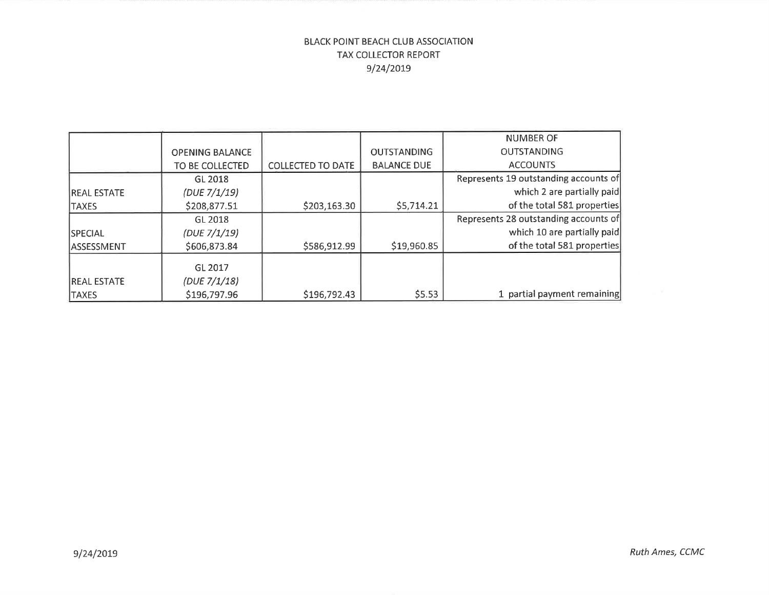BLACK POINT BEACH CLUB ASSOCIATION
TAX COLLECTOR REPORT
9/24/2019

| | OPENING BALANCE TO BE COLLECTED | COLLECTED TO DATE | OUTSTANDING BALANCE DUE | NUMBER OF OUTSTANDING ACCOUNTS |
|---|---|---|---|---|
| REAL ESTATE TAXES | GL 2018 *(DUE 7/1/19)* $208,877.51 | $203,163.30 | $5,714.21 | Represents 19 outstanding accounts of which 2 are partially paid of the total 581 properties |
| SPECIAL ASSESSMENT | GL 2018 *(DUE 7/1/19)* $606,873.84 | $586,912.99 | $19,960.85 | Represents 28 outstanding accounts of which 10 are partially paid of the total 581 properties |
| REAL ESTATE TAXES | GL 2017 *(DUE 7/1/18)* $196,797.96 | $196,792.43 | $5.53 | 1 partial payment remaining |

9/24/2019

*Ruth Ames, CCMC*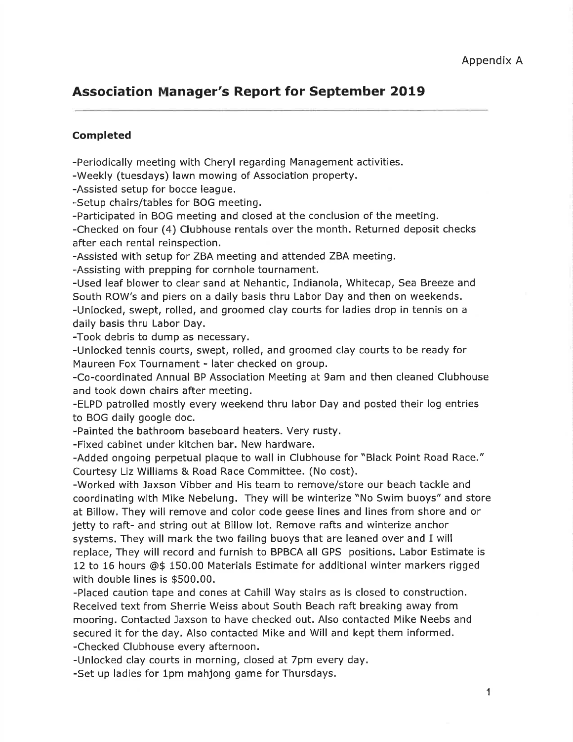Appendix A

## Association Manager's Report for September 2019

---

### Completed

-Periodically meeting with Cheryl regarding Management activities.
-Weekly (tuesdays) lawn mowing of Association property.
-Assisted setup for bocce league.
-Setup chairs/tables for BOG meeting.
-Participated in BOG meeting and closed at the conclusion of the meeting.
-Checked on four (4) Clubhouse rentals over the month. Returned deposit checks after each rental reinspection.
-Assisted with setup for ZBA meeting and attended ZBA meeting.
-Assisting with prepping for cornhole tournament.
-Used leaf blower to clear sand at Nehantic, Indianola, Whitecap, Sea Breeze and South ROW's and piers on a daily basis thru Labor Day and then on weekends.
-Unlocked, swept, rolled, and groomed clay courts for ladies drop in tennis on a daily basis thru Labor Day.
-Took debris to dump as necessary.
-Unlocked tennis courts, swept, rolled, and groomed clay courts to be ready for Maureen Fox Tournament - later checked on group.
-Co-coordinated Annual BP Association Meeting at 9am and then cleaned Clubhouse and took down chairs after meeting.
-ELPD patrolled mostly every weekend thru labor Day and posted their log entries to BOG daily google doc.
-Painted the bathroom baseboard heaters. Very rusty.
-Fixed cabinet under kitchen bar. New hardware.
-Added ongoing perpetual plaque to wall in Clubhouse for "Black Point Road Race." Courtesy Liz Williams & Road Race Committee. (No cost).
-Worked with Jaxson Vibber and His team to remove/store our beach tackle and coordinating with Mike Nebelung. They will be winterize "No Swim buoys" and store at Billow. They will remove and color code geese lines and lines from shore and or jetty to raft- and string out at Billow lot. Remove rafts and winterize anchor systems. They will mark the two failing buoys that are leaned over and I will replace, They will record and furnish to BPBCA all GPS positions. Labor Estimate is 12 to 16 hours @$ 150.00 Materials Estimate for additional winter markers rigged with double lines is $500.00.
-Placed caution tape and cones at Cahill Way stairs as is closed to construction. Received text from Sherrie Weiss about South Beach raft breaking away from mooring. Contacted Jaxson to have checked out. Also contacted Mike Neebs and secured it for the day. Also contacted Mike and Will and kept them informed.
-Checked Clubhouse every afternoon.
-Unlocked clay courts in morning, closed at 7pm every day.
-Set up ladies for 1pm mahjong game for Thursdays.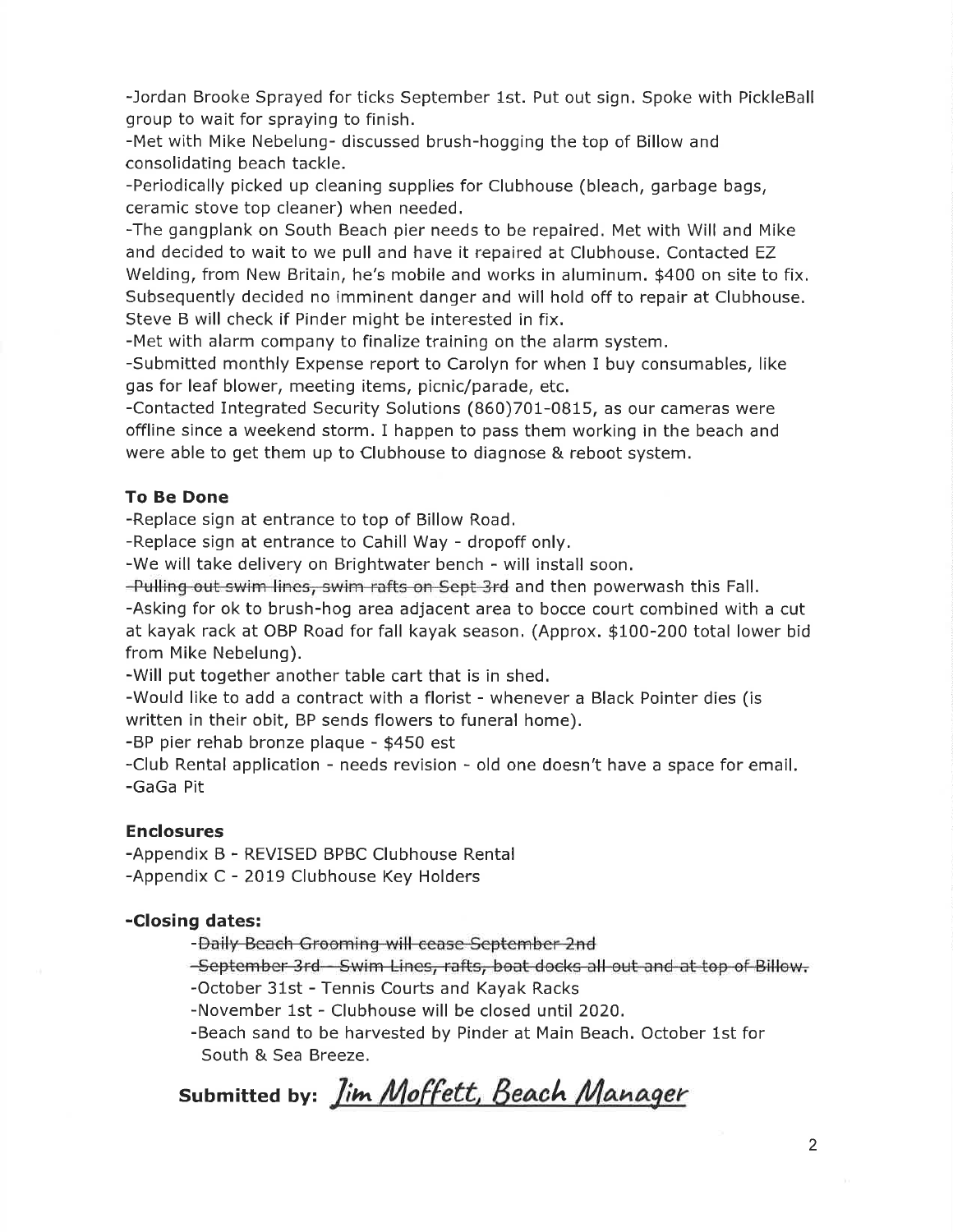-Jordan Brooke Sprayed for ticks September 1st. Put out sign. Spoke with PickleBall group to wait for spraying to finish.

-Met with Mike Nebelung- discussed brush-hogging the top of Billow and consolidating beach tackle.

-Periodically picked up cleaning supplies for Clubhouse (bleach, garbage bags, ceramic stove top cleaner) when needed.

-The gangplank on South Beach pier needs to be repaired. Met with Will and Mike and decided to wait to we pull and have it repaired at Clubhouse. Contacted EZ Welding, from New Britain, he's mobile and works in aluminum. $400 on site to fix. Subsequently decided no imminent danger and will hold off to repair at Clubhouse. Steve B will check if Pinder might be interested in fix.

-Met with alarm company to finalize training on the alarm system.

-Submitted monthly Expense report to Carolyn for when I buy consumables, like gas for leaf blower, meeting items, picnic/parade, etc.

-Contacted Integrated Security Solutions (860)701-0815, as our cameras were offline since a weekend storm. I happen to pass them working in the beach and were able to get them up to Clubhouse to diagnose & reboot system.

**To Be Done**

-Replace sign at entrance to top of Billow Road.

-Replace sign at entrance to Cahill Way - dropoff only.

-We will take delivery on Brightwater bench - will install soon.

~~-Pulling out swim lines, swim rafts on Sept 3rd~~ and then powerwash this Fall.

-Asking for ok to brush-hog area adjacent area to bocce court combined with a cut at kayak rack at OBP Road for fall kayak season. (Approx. $100-200 total lower bid from Mike Nebelung).

-Will put together another table cart that is in shed.

-Would like to add a contract with a florist - whenever a Black Pointer dies (is written in their obit, BP sends flowers to funeral home).

-BP pier rehab bronze plaque - $450 est

-Club Rental application - needs revision - old one doesn't have a space for email.

-GaGa Pit

**Enclosures**

-Appendix B - REVISED BPBC Clubhouse Rental

-Appendix C - 2019 Clubhouse Key Holders

**-Closing dates:**

- -~~Daily Beach Grooming will cease September 2nd~~
- ~~-September 3rd - Swim Lines, rafts, boat docks all out and at top of Billow.~~
- -October 31st - Tennis Courts and Kayak Racks
- -November 1st - Clubhouse will be closed until 2020.
- -Beach sand to be harvested by Pinder at Main Beach. October 1st for South & Sea Breeze.

**Submitted by:** *Jim Moffett, Beach Manager*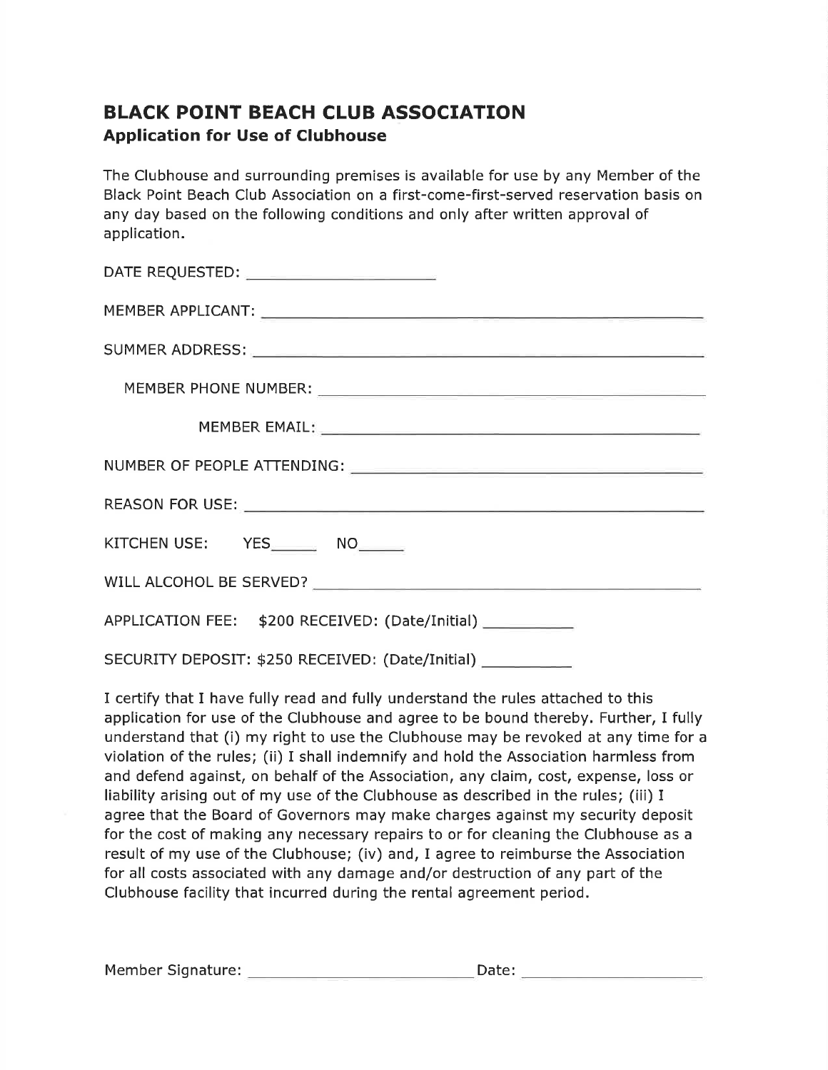## BLACK POINT BEACH CLUB ASSOCIATION

### Application for Use of Clubhouse

The Clubhouse and surrounding premises is available for use by any Member of the Black Point Beach Club Association on a first-come-first-served reservation basis on any day based on the following conditions and only after written approval of application.

DATE REQUESTED: ______________________

MEMBER APPLICANT: ______________________________________________

SUMMER ADDRESS: ______________________________________________

MEMBER PHONE NUMBER: ______________________________________

MEMBER EMAIL: ________________________________________

NUMBER OF PEOPLE ATTENDING: __________________________________

REASON FOR USE: ______________________________________________

KITCHEN USE: YES______ NO______

WILL ALCOHOL BE SERVED? ____________________________________

APPLICATION FEE: $200 RECEIVED: (Date/Initial) __________

SECURITY DEPOSIT: $250 RECEIVED: (Date/Initial) __________

I certify that I have fully read and fully understand the rules attached to this application for use of the Clubhouse and agree to be bound thereby. Further, I fully understand that (i) my right to use the Clubhouse may be revoked at any time for a violation of the rules; (ii) I shall indemnify and hold the Association harmless from and defend against, on behalf of the Association, any claim, cost, expense, loss or liability arising out of my use of the Clubhouse as described in the rules; (iii) I agree that the Board of Governors may make charges against my security deposit for the cost of making any necessary repairs to or for cleaning the Clubhouse as a result of my use of the Clubhouse; (iv) and, I agree to reimburse the Association for all costs associated with any damage and/or destruction of any part of the Clubhouse facility that incurred during the rental agreement period.

Member Signature: __________________________ Date: ____________________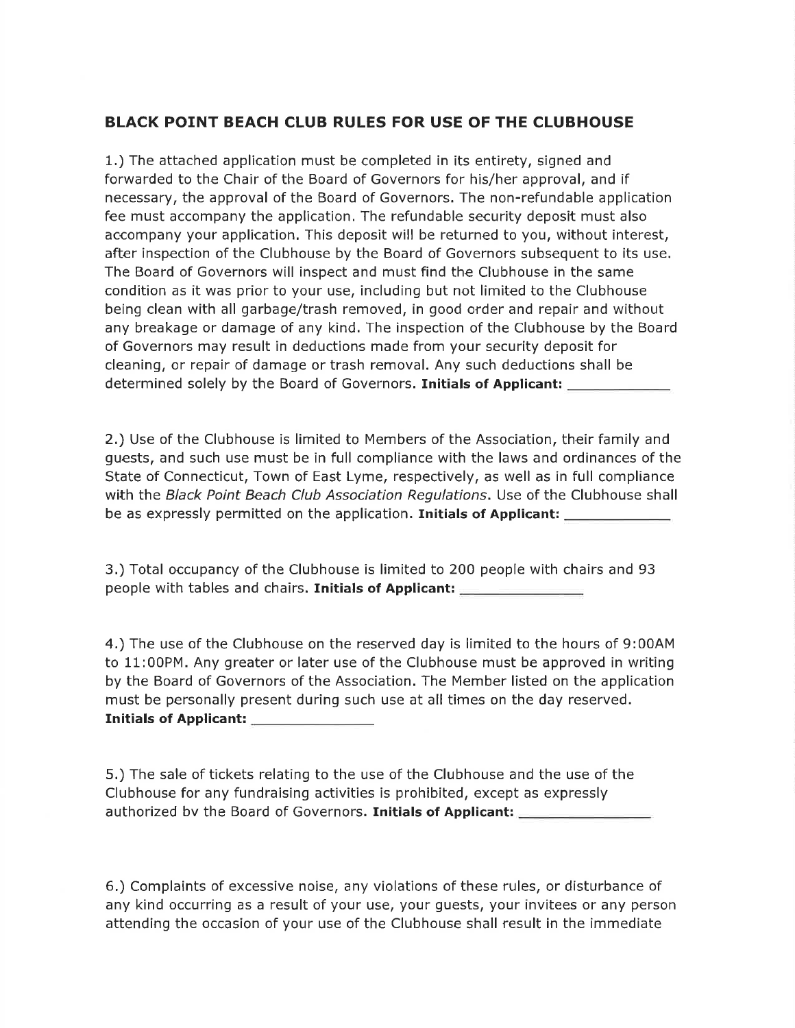## BLACK POINT BEACH CLUB RULES FOR USE OF THE CLUBHOUSE

1.) The attached application must be completed in its entirety, signed and forwarded to the Chair of the Board of Governors for his/her approval, and if necessary, the approval of the Board of Governors. The non-refundable application fee must accompany the application. The refundable security deposit must also accompany your application. This deposit will be returned to you, without interest, after inspection of the Clubhouse by the Board of Governors subsequent to its use. The Board of Governors will inspect and must find the Clubhouse in the same condition as it was prior to your use, including but not limited to the Clubhouse being clean with all garbage/trash removed, in good order and repair and without any breakage or damage of any kind. The inspection of the Clubhouse by the Board of Governors may result in deductions made from your security deposit for cleaning, or repair of damage or trash removal. Any such deductions shall be determined solely by the Board of Governors. **Initials of Applicant:** ____________

2.) Use of the Clubhouse is limited to Members of the Association, their family and guests, and such use must be in full compliance with the laws and ordinances of the State of Connecticut, Town of East Lyme, respectively, as well as in full compliance with the *Black Point Beach Club Association Regulations*. Use of the Clubhouse shall be as expressly permitted on the application. **Initials of Applicant:** ____________

3.) Total occupancy of the Clubhouse is limited to 200 people with chairs and 93 people with tables and chairs. **Initials of Applicant:** ______________

4.) The use of the Clubhouse on the reserved day is limited to the hours of 9:00AM to 11:00PM. Any greater or later use of the Clubhouse must be approved in writing by the Board of Governors of the Association. The Member listed on the application must be personally present during such use at all times on the day reserved. **Initials of Applicant:** ______________

5.) The sale of tickets relating to the use of the Clubhouse and the use of the Clubhouse for any fundraising activities is prohibited, except as expressly authorized bv the Board of Governors. **Initials of Applicant:** _______________

6.) Complaints of excessive noise, any violations of these rules, or disturbance of any kind occurring as a result of your use, your guests, your invitees or any person attending the occasion of your use of the Clubhouse shall result in the immediate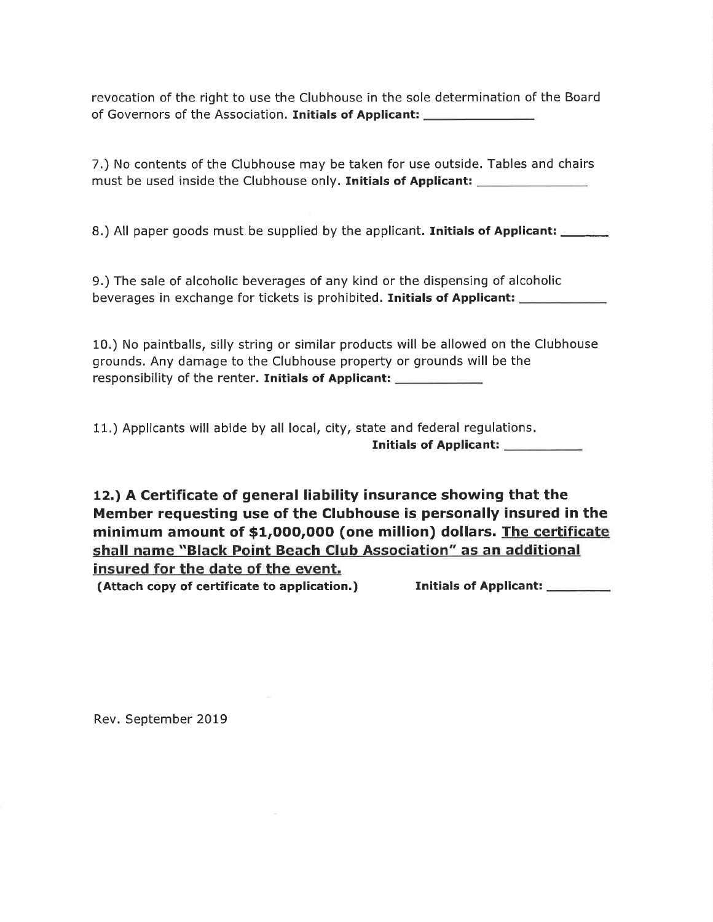revocation of the right to use the Clubhouse in the sole determination of the Board of Governors of the Association. **Initials of Applicant:** ______________

7.) No contents of the Clubhouse may be taken for use outside. Tables and chairs must be used inside the Clubhouse only. **Initials of Applicant:** ______________

8.) All paper goods must be supplied by the applicant. **Initials of Applicant:** ______

9.) The sale of alcoholic beverages of any kind or the dispensing of alcoholic beverages in exchange for tickets is prohibited. **Initials of Applicant:** ___________

10.) No paintballs, silly string or similar products will be allowed on the Clubhouse grounds. Any damage to the Clubhouse property or grounds will be the responsibility of the renter. **Initials of Applicant:** ___________

11.) Applicants will abide by all local, city, state and federal regulations.
**Initials of Applicant:** __________

**12.) A Certificate of general liability insurance showing that the Member requesting use of the Clubhouse is personally insured in the minimum amount of $1,000,000 (one million) dollars. <u>The certificate shall name "Black Point Beach Club Association" as an additional insured for the date of the event.</u>**

**(Attach copy of certificate to application.)** **Initials of Applicant:** ________

Rev. September 2019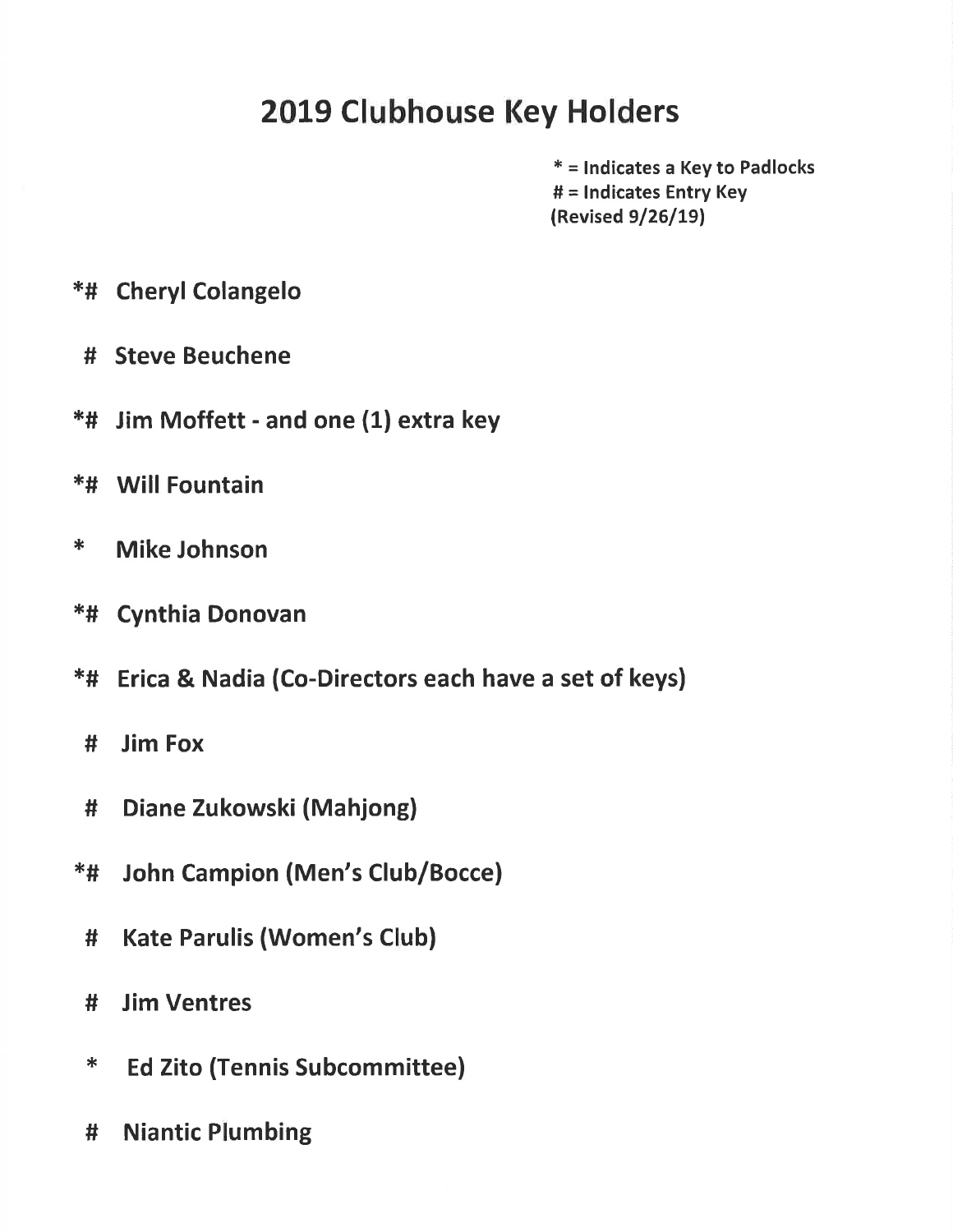# 2019 Clubhouse Key Holders

**\* = Indicates a Key to Padlocks**
**# = Indicates Entry Key**
**(Revised 9/26/19)**

**\*# Cheryl Colangelo**

**# Steve Beuchene**

**\*# Jim Moffett - and one (1) extra key**

**\*# Will Fountain**

**\* Mike Johnson**

**\*# Cynthia Donovan**

**\*# Erica & Nadia (Co-Directors each have a set of keys)**

**# Jim Fox**

**# Diane Zukowski (Mahjong)**

**\*# John Campion (Men's Club/Bocce)**

**# Kate Parulis (Women's Club)**

**# Jim Ventres**

**\* Ed Zito (Tennis Subcommittee)**

**# Niantic Plumbing**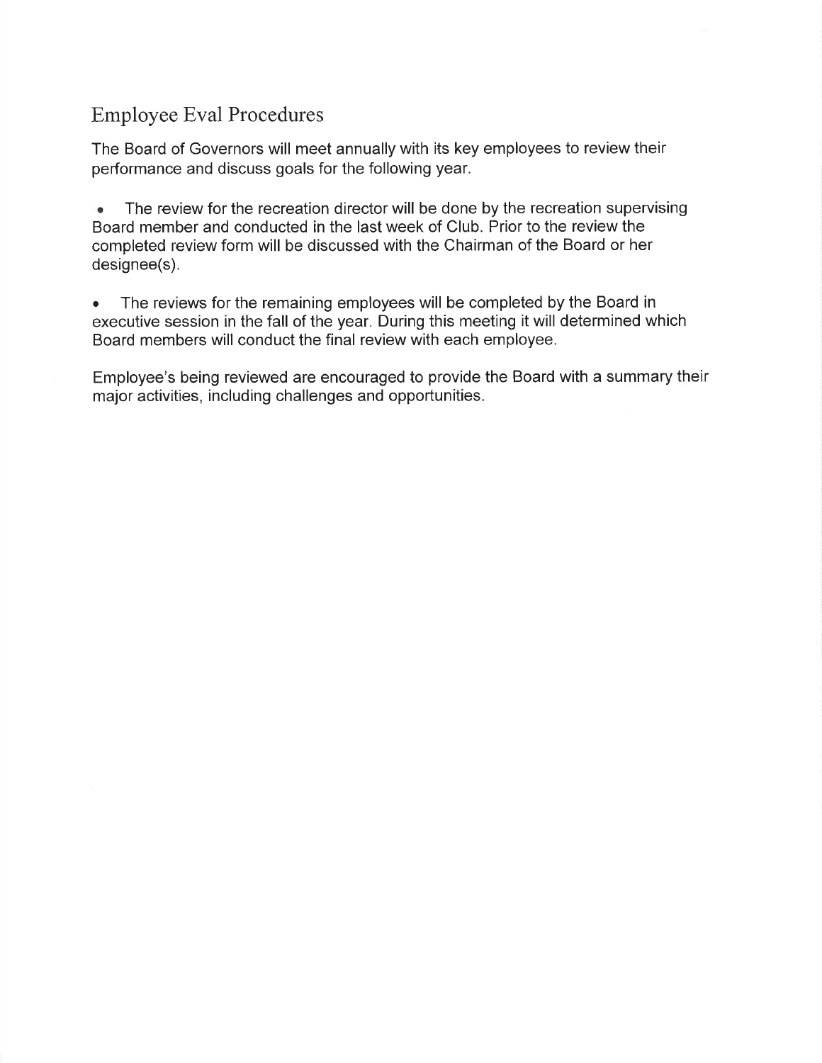## Employee Eval Procedures

The Board of Governors will meet annually with its key employees to review their performance and discuss goals for the following year.

- The review for the recreation director will be done by the recreation supervising Board member and conducted in the last week of Club. Prior to the review the completed review form will be discussed with the Chairman of the Board or her designee(s).

- The reviews for the remaining employees will be completed by the Board in executive session in the fall of the year. During this meeting it will determined which Board members will conduct the final review with each employee.

Employee's being reviewed are encouraged to provide the Board with a summary their major activities, including challenges and opportunities.